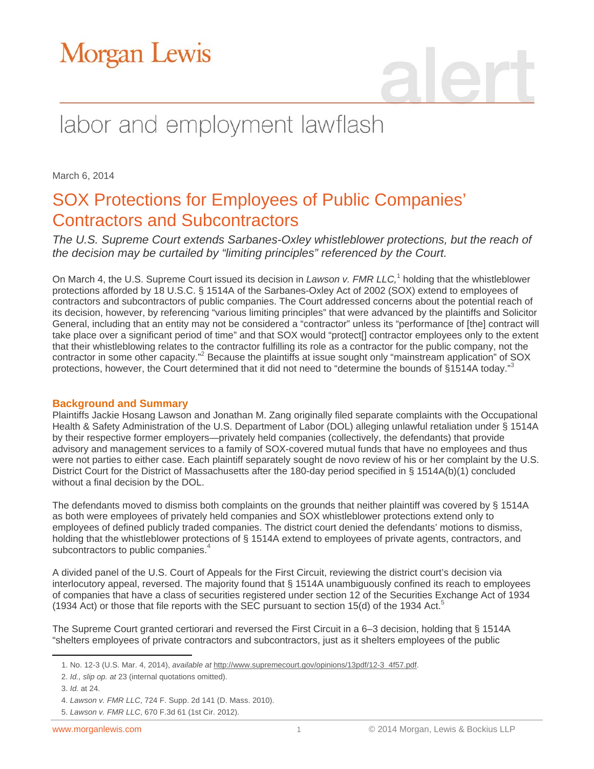# Morgan Lewis

## labor and employment lawflash

March 6, 2014

# SOX Protections for Employees of Public Companies' Contractors and Subcontractors

*The U.S. Supreme Court extends Sarbanes-Oxley whistleblower protections, but the reach of the decision may be curtailed by "limiting principles" referenced by the Court.*

On March 4, the U.S. Supreme Court issued its decision in *Lawson v. FMR LLC,*[1] holding that the whistleblower protections afforded by 18 U.S.C. § 1514A of the Sarbanes-Oxley Act of 2002 (SOX) extend to employees of contractors and subcontractors of public companies. The Court addressed concerns about the potential reach of its decision, however, by referencing "various limiting principles" that were advanced by the plaintiffs and Solicitor General, including that an entity may not be considered a "contractor" unless its "performance of [the] contract will take place over a significant period of time" and that SOX would "protect[] contractor employees only to the extent that their whistleblowing relates to the contractor fulfilling its role as a contractor for the public company, not the contractor in some other capacity."[2] Because the plaintiffs at issue sought only "mainstream application" of SOX protections, however, the Court determined that it did not need to "determine the bounds of §1514A today."[3]

### Background and Summary

Plaintiffs Jackie Hosang Lawson and Jonathan M. Zang originally filed separate complaints with the Occupational Health & Safety Administration of the U.S. Department of Labor (DOL) alleging unlawful retaliation under § 1514A by their respective former employers—privately held companies (collectively, the defendants) that provide advisory and management services to a family of SOX-covered mutual funds that have no employees and thus were not parties to either case. Each plaintiff separately sought de novo review of his or her complaint by the U.S. District Court for the District of Massachusetts after the 180-day period specified in § 1514A(b)(1) concluded without a final decision by the DOL.

The defendants moved to dismiss both complaints on the grounds that neither plaintiff was covered by § 1514A as both were employees of privately held companies and SOX whistleblower protections extend only to employees of defined publicly traded companies. The district court denied the defendants' motions to dismiss, holding that the whistleblower protections of § 1514A extend to employees of private agents, contractors, and subcontractors to public companies.[4]

A divided panel of the U.S. Court of Appeals for the First Circuit, reviewing the district court's decision via interlocutory appeal, reversed. The majority found that § 1514A unambiguously confined its reach to employees of companies that have a class of securities registered under section 12 of the Securities Exchange Act of 1934 (1934 Act) or those that file reports with the SEC pursuant to section 15(d) of the 1934 Act.[5]

The Supreme Court granted certiorari and reversed the First Circuit in a 6–3 decision, holding that § 1514A "shelters employees of private contractors and subcontractors, just as it shelters employees of the public

---

1. No. 12-3 (U.S. Mar. 4, 2014), *available at* http://www.supremecourt.gov/opinions/13pdf/12-3_4f57.pdf.
2. *Id., slip op. at* 23 (internal quotations omitted).
3. *Id.* at 24.
4. *Lawson v. FMR LLC*, 724 F. Supp. 2d 141 (D. Mass. 2010).
5. *Lawson v. FMR LLC*, 670 F.3d 61 (1st Cir. 2012).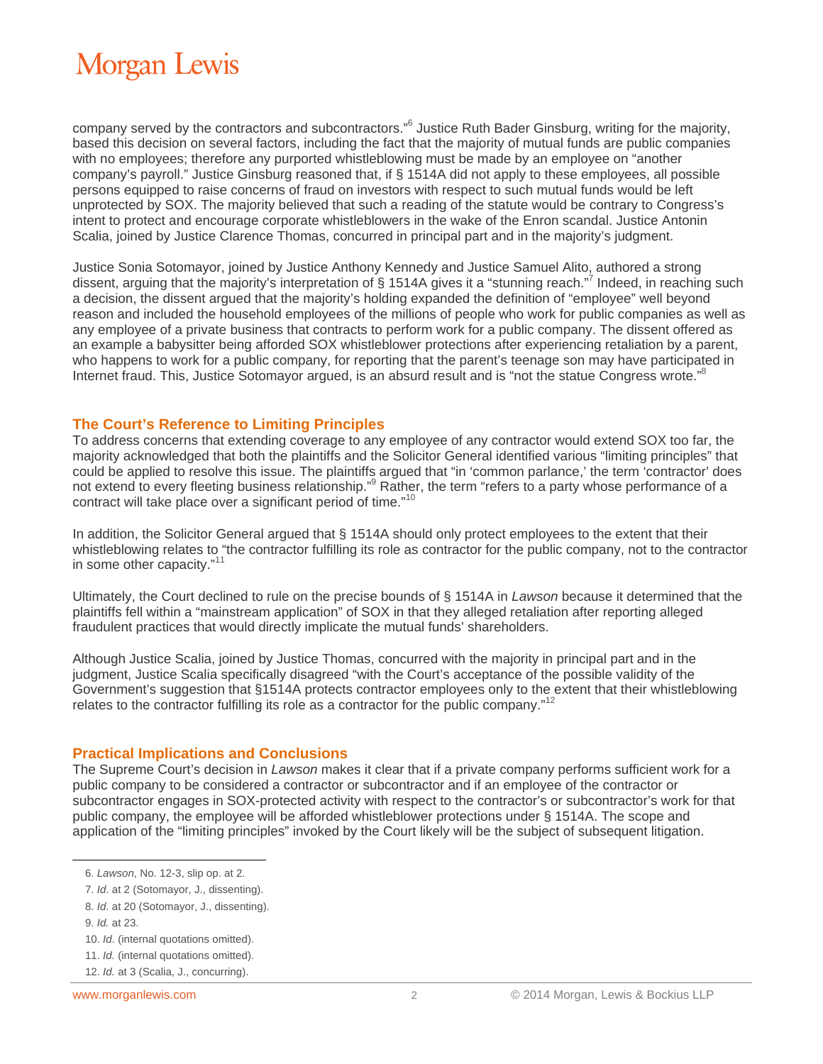company served by the contractors and subcontractors."[6] Justice Ruth Bader Ginsburg, writing for the majority, based this decision on several factors, including the fact that the majority of mutual funds are public companies with no employees; therefore any purported whistleblowing must be made by an employee on "another company's payroll." Justice Ginsburg reasoned that, if § 1514A did not apply to these employees, all possible persons equipped to raise concerns of fraud on investors with respect to such mutual funds would be left unprotected by SOX. The majority believed that such a reading of the statute would be contrary to Congress's intent to protect and encourage corporate whistleblowers in the wake of the Enron scandal. Justice Antonin Scalia, joined by Justice Clarence Thomas, concurred in principal part and in the majority's judgment.

Justice Sonia Sotomayor, joined by Justice Anthony Kennedy and Justice Samuel Alito, authored a strong dissent, arguing that the majority's interpretation of § 1514A gives it a "stunning reach."[7] Indeed, in reaching such a decision, the dissent argued that the majority's holding expanded the definition of "employee" well beyond reason and included the household employees of the millions of people who work for public companies as well as any employee of a private business that contracts to perform work for a public company. The dissent offered as an example a babysitter being afforded SOX whistleblower protections after experiencing retaliation by a parent, who happens to work for a public company, for reporting that the parent's teenage son may have participated in Internet fraud. This, Justice Sotomayor argued, is an absurd result and is "not the statue Congress wrote."[8]

## The Court's Reference to Limiting Principles

To address concerns that extending coverage to any employee of any contractor would extend SOX too far, the majority acknowledged that both the plaintiffs and the Solicitor General identified various "limiting principles" that could be applied to resolve this issue. The plaintiffs argued that "in 'common parlance,' the term 'contractor' does not extend to every fleeting business relationship."[9] Rather, the term "refers to a party whose performance of a contract will take place over a significant period of time."[10]

In addition, the Solicitor General argued that § 1514A should only protect employees to the extent that their whistleblowing relates to "the contractor fulfilling its role as contractor for the public company, not to the contractor in some other capacity."[11]

Ultimately, the Court declined to rule on the precise bounds of § 1514A in *Lawson* because it determined that the plaintiffs fell within a "mainstream application" of SOX in that they alleged retaliation after reporting alleged fraudulent practices that would directly implicate the mutual funds' shareholders.

Although Justice Scalia, joined by Justice Thomas, concurred with the majority in principal part and in the judgment, Justice Scalia specifically disagreed "with the Court's acceptance of the possible validity of the Government's suggestion that §1514A protects contractor employees only to the extent that their whistleblowing relates to the contractor fulfilling its role as a contractor for the public company."[12]

## Practical Implications and Conclusions

The Supreme Court's decision in *Lawson* makes it clear that if a private company performs sufficient work for a public company to be considered a contractor or subcontractor and if an employee of the contractor or subcontractor engages in SOX-protected activity with respect to the contractor's or subcontractor's work for that public company, the employee will be afforded whistleblower protections under § 1514A. The scope and application of the "limiting principles" invoked by the Court likely will be the subject of subsequent litigation.

---

6. *Lawson*, No. 12-3, slip op. at 2.
7. *Id*. at 2 (Sotomayor, J., dissenting).
8. *Id*. at 20 (Sotomayor, J., dissenting).
9. *Id.* at 23.
10. *Id*. (internal quotations omitted).
11. *Id.* (internal quotations omitted).
12. *Id.* at 3 (Scalia, J., concurring).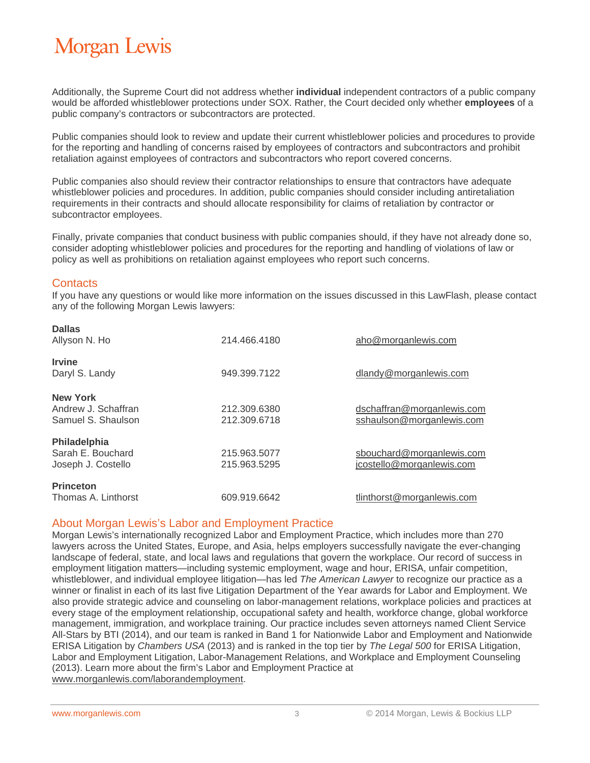Additionally, the Supreme Court did not address whether **individual** independent contractors of a public company would be afforded whistleblower protections under SOX. Rather, the Court decided only whether **employees** of a public company's contractors or subcontractors are protected.

Public companies should look to review and update their current whistleblower policies and procedures to provide for the reporting and handling of concerns raised by employees of contractors and subcontractors and prohibit retaliation against employees of contractors and subcontractors who report covered concerns.

Public companies also should review their contractor relationships to ensure that contractors have adequate whistleblower policies and procedures. In addition, public companies should consider including antiretaliation requirements in their contracts and should allocate responsibility for claims of retaliation by contractor or subcontractor employees.

Finally, private companies that conduct business with public companies should, if they have not already done so, consider adopting whistleblower policies and procedures for the reporting and handling of violations of law or policy as well as prohibitions on retaliation against employees who report such concerns.

## Contacts

If you have any questions or would like more information on the issues discussed in this LawFlash, please contact any of the following Morgan Lewis lawyers:

| | | |
|---|---|---|
| **Dallas** | | |
| Allyson N. Ho | 214.466.4180 | aho@morganlewis.com |
| **Irvine** | | |
| Daryl S. Landy | 949.399.7122 | dlandy@morganlewis.com |
| **New York** | | |
| Andrew J. Schaffran | 212.309.6380 | dschaffran@morganlewis.com |
| Samuel S. Shaulson | 212.309.6718 | sshaulson@morganlewis.com |
| **Philadelphia** | | |
| Sarah E. Bouchard | 215.963.5077 | sbouchard@morganlewis.com |
| Joseph J. Costello | 215.963.5295 | jcostello@morganlewis.com |
| **Princeton** | | |
| Thomas A. Linthorst | 609.919.6642 | tlinthorst@morganlewis.com |

## About Morgan Lewis's Labor and Employment Practice

Morgan Lewis's internationally recognized Labor and Employment Practice, which includes more than 270 lawyers across the United States, Europe, and Asia, helps employers successfully navigate the ever-changing landscape of federal, state, and local laws and regulations that govern the workplace. Our record of success in employment litigation matters—including systemic employment, wage and hour, ERISA, unfair competition, whistleblower, and individual employee litigation—has led *The American Lawyer* to recognize our practice as a winner or finalist in each of its last five Litigation Department of the Year awards for Labor and Employment. We also provide strategic advice and counseling on labor-management relations, workplace policies and practices at every stage of the employment relationship, occupational safety and health, workforce change, global workforce management, immigration, and workplace training. Our practice includes seven attorneys named Client Service All-Stars by BTI (2014), and our team is ranked in Band 1 for Nationwide Labor and Employment and Nationwide ERISA Litigation by *Chambers USA* (2013) and is ranked in the top tier by *The Legal 500* for ERISA Litigation, Labor and Employment Litigation, Labor-Management Relations, and Workplace and Employment Counseling (2013). Learn more about the firm's Labor and Employment Practice at www.morganlewis.com/laborandemployment.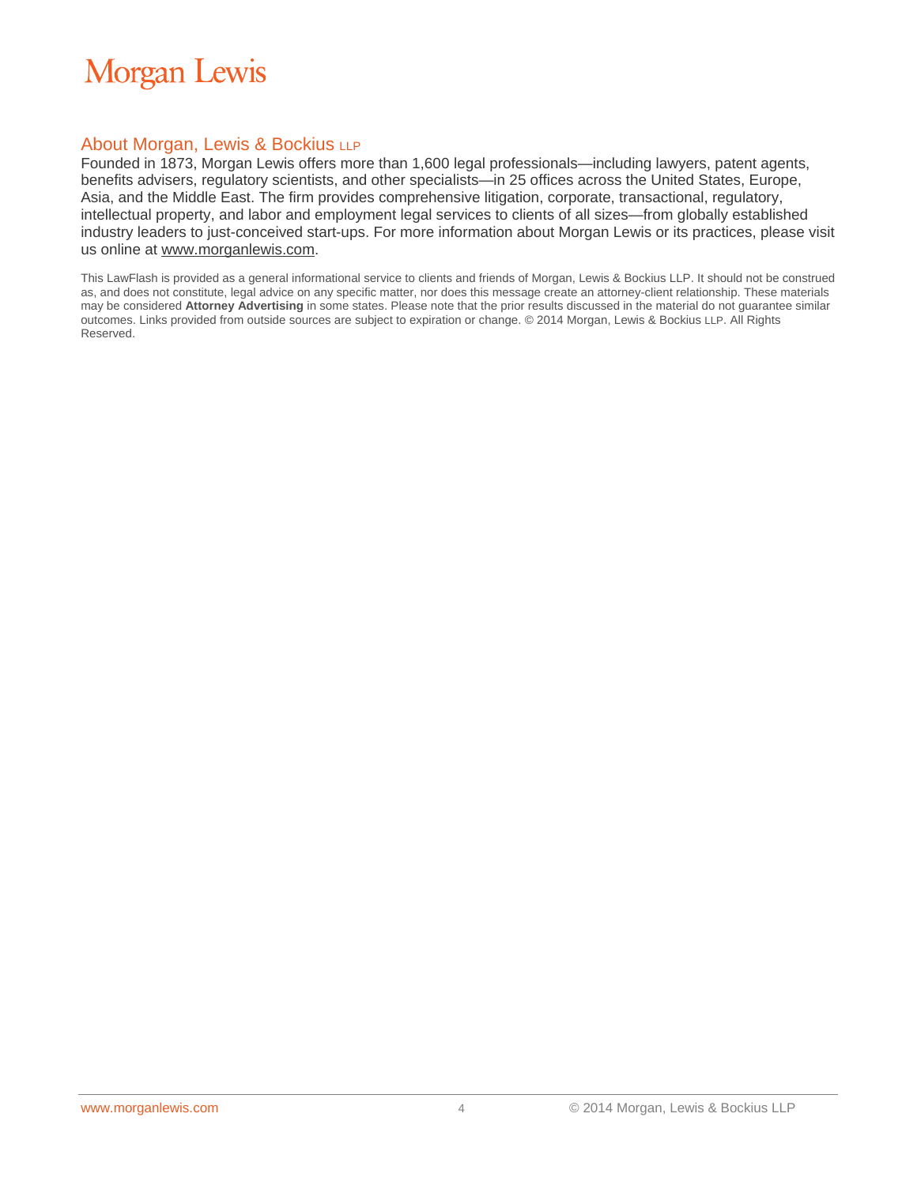Morgan Lewis

## About Morgan, Lewis & Bockius LLP

Founded in 1873, Morgan Lewis offers more than 1,600 legal professionals—including lawyers, patent agents, benefits advisers, regulatory scientists, and other specialists—in 25 offices across the United States, Europe, Asia, and the Middle East. The firm provides comprehensive litigation, corporate, transactional, regulatory, intellectual property, and labor and employment legal services to clients of all sizes—from globally established industry leaders to just-conceived start-ups. For more information about Morgan Lewis or its practices, please visit us online at www.morganlewis.com.

This LawFlash is provided as a general informational service to clients and friends of Morgan, Lewis & Bockius LLP. It should not be construed as, and does not constitute, legal advice on any specific matter, nor does this message create an attorney-client relationship. These materials may be considered **Attorney Advertising** in some states. Please note that the prior results discussed in the material do not guarantee similar outcomes. Links provided from outside sources are subject to expiration or change. © 2014 Morgan, Lewis & Bockius LLP. All Rights Reserved.